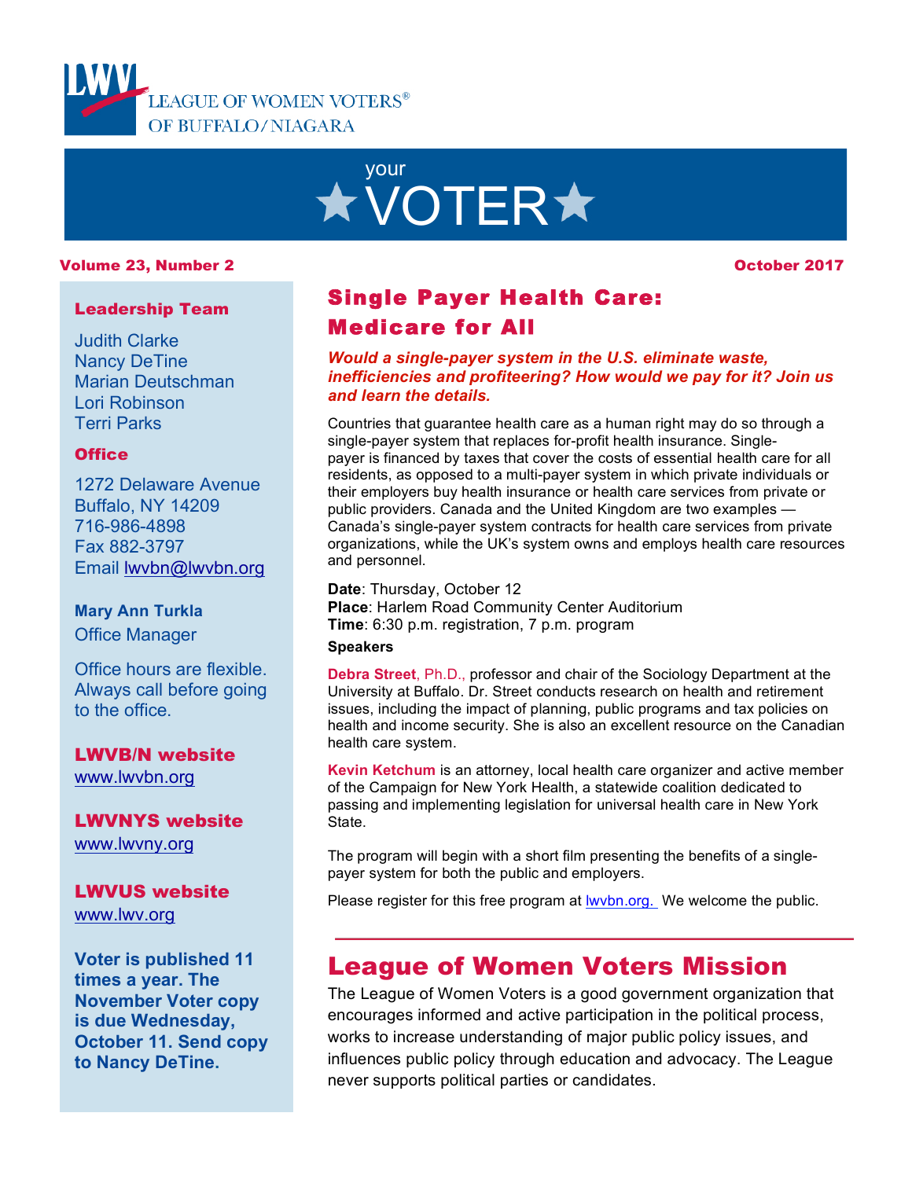LEAGUE OF WOMEN VOTERS® OF BUFFALO/NIAGARA

# your ★VOTER★

**Volume 23, Number 2** **October 2017**

## Single Payer Health Care: Medicare for All

***Would a single-payer system in the U.S. eliminate waste, inefficiencies and profiteering? How would we pay for it? Join us and learn the details.***

Countries that guarantee health care as a human right may do so through a single-payer system that replaces for-profit health insurance. Single-payer is financed by taxes that cover the costs of essential health care for all residents, as opposed to a multi-payer system in which private individuals or their employers buy health insurance or health care services from private or public providers. Canada and the United Kingdom are two examples — Canada's single-payer system contracts for health care services from private organizations, while the UK's system owns and employs health care resources and personnel.

**Date**: Thursday, October 12
**Place**: Harlem Road Community Center Auditorium
**Time**: 6:30 p.m. registration, 7 p.m. program

**Speakers**

**Debra Street**, Ph.D., professor and chair of the Sociology Department at the University at Buffalo. Dr. Street conducts research on health and retirement issues, including the impact of planning, public programs and tax policies on health and income security. She is also an excellent resource on the Canadian health care system.

**Kevin Ketchum** is an attorney, local health care organizer and active member of the Campaign for New York Health, a statewide coalition dedicated to passing and implementing legislation for universal health care in New York State.

The program will begin with a short film presenting the benefits of a single-payer system for both the public and employers.

Please register for this free program at lwvbn.org. We welcome the public.

## League of Women Voters Mission

The League of Women Voters is a good government organization that encourages informed and active participation in the political process, works to increase understanding of major public policy issues, and influences public policy through education and advocacy. The League never supports political parties or candidates.

---

**Leadership Team**

Judith Clarke
Nancy DeTine
Marian Deutschman
Lori Robinson
Terri Parks

**Office**

1272 Delaware Avenue
Buffalo, NY 14209
716-986-4898
Fax 882-3797
Email lwvbn@lwvbn.org

**Mary Ann Turkla**
Office Manager

Office hours are flexible. Always call before going to the office.

**LWVB/N website**
www.lwvbn.org

**LWVNYS website**
www.lwvny.org

**LWVUS website**
www.lwv.org

**Voter is published 11 times a year. The November Voter copy is due Wednesday, October 11. Send copy to Nancy DeTine.**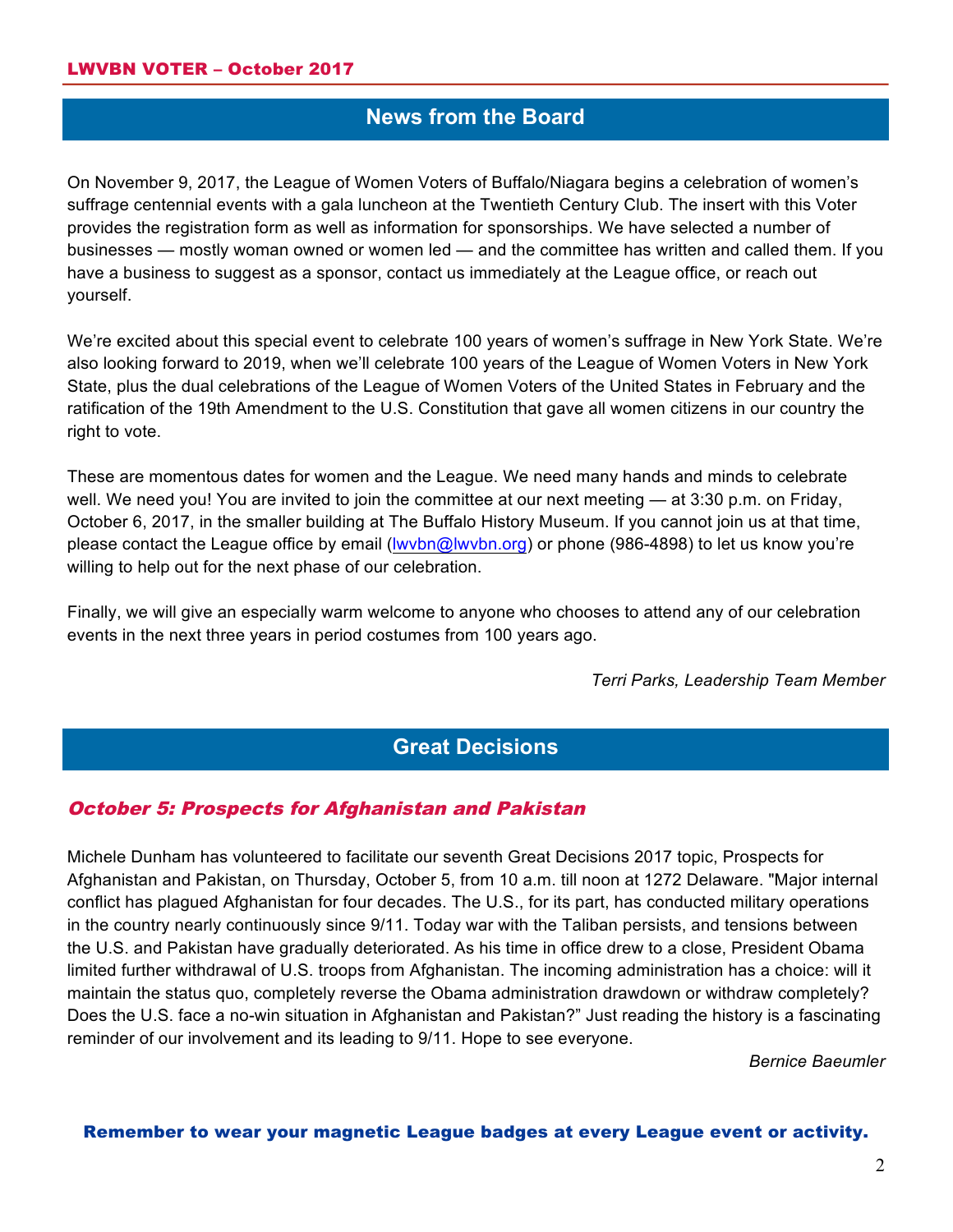## News from the Board

On November 9, 2017, the League of Women Voters of Buffalo/Niagara begins a celebration of women's suffrage centennial events with a gala luncheon at the Twentieth Century Club. The insert with this Voter provides the registration form as well as information for sponsorships. We have selected a number of businesses — mostly woman owned or women led — and the committee has written and called them. If you have a business to suggest as a sponsor, contact us immediately at the League office, or reach out yourself.

We're excited about this special event to celebrate 100 years of women's suffrage in New York State. We're also looking forward to 2019, when we'll celebrate 100 years of the League of Women Voters in New York State, plus the dual celebrations of the League of Women Voters of the United States in February and the ratification of the 19th Amendment to the U.S. Constitution that gave all women citizens in our country the right to vote.

These are momentous dates for women and the League. We need many hands and minds to celebrate well. We need you! You are invited to join the committee at our next meeting — at 3:30 p.m. on Friday, October 6, 2017, in the smaller building at The Buffalo History Museum. If you cannot join us at that time, please contact the League office by email (lwvbn@lwvbn.org) or phone (986-4898) to let us know you're willing to help out for the next phase of our celebration.

Finally, we will give an especially warm welcome to anyone who chooses to attend any of our celebration events in the next three years in period costumes from 100 years ago.

*Terri Parks, Leadership Team Member*

## Great Decisions

### *October 5: Prospects for Afghanistan and Pakistan*

Michele Dunham has volunteered to facilitate our seventh Great Decisions 2017 topic, Prospects for Afghanistan and Pakistan, on Thursday, October 5, from 10 a.m. till noon at 1272 Delaware. "Major internal conflict has plagued Afghanistan for four decades. The U.S., for its part, has conducted military operations in the country nearly continuously since 9/11. Today war with the Taliban persists, and tensions between the U.S. and Pakistan have gradually deteriorated. As his time in office drew to a close, President Obama limited further withdrawal of U.S. troops from Afghanistan. The incoming administration has a choice: will it maintain the status quo, completely reverse the Obama administration drawdown or withdraw completely? Does the U.S. face a no-win situation in Afghanistan and Pakistan?" Just reading the history is a fascinating reminder of our involvement and its leading to 9/11. Hope to see everyone.

*Bernice Baeumler*

**Remember to wear your magnetic League badges at every League event or activity.**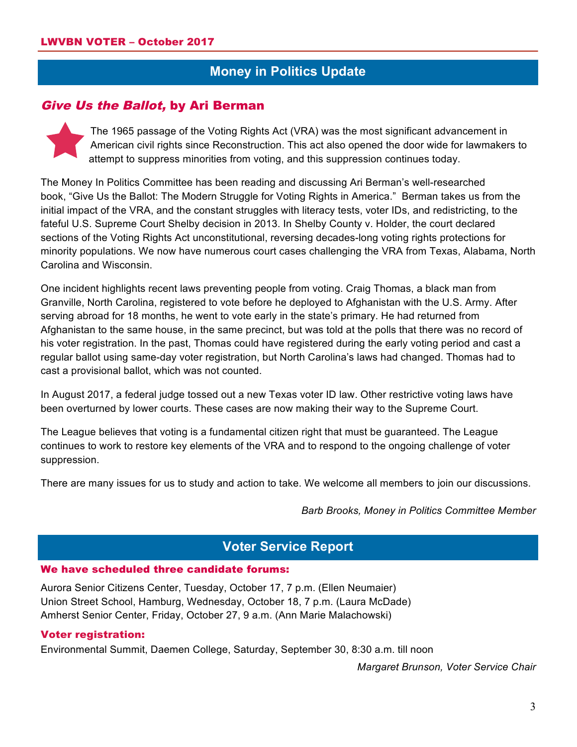## Money in Politics Update

### *Give Us the Ballot,* by Ari Berman

The 1965 passage of the Voting Rights Act (VRA) was the most significant advancement in American civil rights since Reconstruction. This act also opened the door wide for lawmakers to attempt to suppress minorities from voting, and this suppression continues today.

The Money In Politics Committee has been reading and discussing Ari Berman's well-researched book, "Give Us the Ballot: The Modern Struggle for Voting Rights in America." Berman takes us from the initial impact of the VRA, and the constant struggles with literacy tests, voter IDs, and redistricting, to the fateful U.S. Supreme Court Shelby decision in 2013. In Shelby County v. Holder, the court declared sections of the Voting Rights Act unconstitutional, reversing decades-long voting rights protections for minority populations. We now have numerous court cases challenging the VRA from Texas, Alabama, North Carolina and Wisconsin.

One incident highlights recent laws preventing people from voting. Craig Thomas, a black man from Granville, North Carolina, registered to vote before he deployed to Afghanistan with the U.S. Army. After serving abroad for 18 months, he went to vote early in the state's primary. He had returned from Afghanistan to the same house, in the same precinct, but was told at the polls that there was no record of his voter registration. In the past, Thomas could have registered during the early voting period and cast a regular ballot using same-day voter registration, but North Carolina's laws had changed. Thomas had to cast a provisional ballot, which was not counted.

In August 2017, a federal judge tossed out a new Texas voter ID law. Other restrictive voting laws have been overturned by lower courts. These cases are now making their way to the Supreme Court.

The League believes that voting is a fundamental citizen right that must be guaranteed. The League continues to work to restore key elements of the VRA and to respond to the ongoing challenge of voter suppression.

There are many issues for us to study and action to take. We welcome all members to join our discussions.

*Barb Brooks, Money in Politics Committee Member*

## Voter Service Report

**We have scheduled three candidate forums:**

Aurora Senior Citizens Center, Tuesday, October 17, 7 p.m. (Ellen Neumaier)
Union Street School, Hamburg, Wednesday, October 18, 7 p.m. (Laura McDade)
Amherst Senior Center, Friday, October 27, 9 a.m. (Ann Marie Malachowski)

**Voter registration:**

Environmental Summit, Daemen College, Saturday, September 30, 8:30 a.m. till noon

*Margaret Brunson, Voter Service Chair*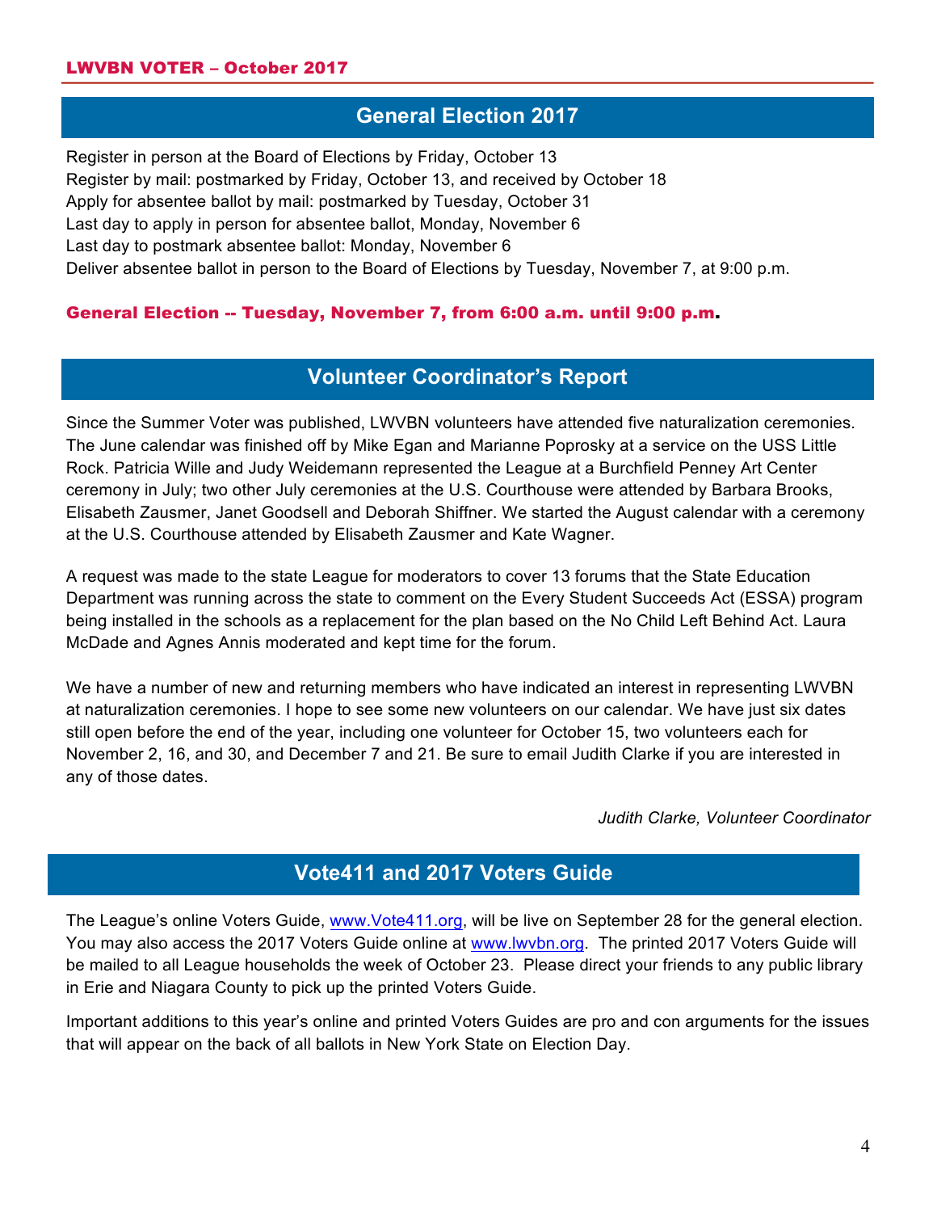## General Election 2017

Register in person at the Board of Elections by Friday, October 13
Register by mail: postmarked by Friday, October 13, and received by October 18
Apply for absentee ballot by mail: postmarked by Tuesday, October 31
Last day to apply in person for absentee ballot, Monday, November 6
Last day to postmark absentee ballot: Monday, November 6
Deliver absentee ballot in person to the Board of Elections by Tuesday, November 7, at 9:00 p.m.

**General Election -- Tuesday, November 7, from 6:00 a.m. until 9:00 p.m.**

## Volunteer Coordinator's Report

Since the Summer Voter was published, LWVBN volunteers have attended five naturalization ceremonies. The June calendar was finished off by Mike Egan and Marianne Poprosky at a service on the USS Little Rock. Patricia Wille and Judy Weidemann represented the League at a Burchfield Penney Art Center ceremony in July; two other July ceremonies at the U.S. Courthouse were attended by Barbara Brooks, Elisabeth Zausmer, Janet Goodsell and Deborah Shiffner. We started the August calendar with a ceremony at the U.S. Courthouse attended by Elisabeth Zausmer and Kate Wagner.

A request was made to the state League for moderators to cover 13 forums that the State Education Department was running across the state to comment on the Every Student Succeeds Act (ESSA) program being installed in the schools as a replacement for the plan based on the No Child Left Behind Act. Laura McDade and Agnes Annis moderated and kept time for the forum.

We have a number of new and returning members who have indicated an interest in representing LWVBN at naturalization ceremonies. I hope to see some new volunteers on our calendar. We have just six dates still open before the end of the year, including one volunteer for October 15, two volunteers each for November 2, 16, and 30, and December 7 and 21. Be sure to email Judith Clarke if you are interested in any of those dates.

*Judith Clarke, Volunteer Coordinator*

## Vote411 and 2017 Voters Guide

The League's online Voters Guide, www.Vote411.org, will be live on September 28 for the general election. You may also access the 2017 Voters Guide online at www.lwvbn.org. The printed 2017 Voters Guide will be mailed to all League households the week of October 23. Please direct your friends to any public library in Erie and Niagara County to pick up the printed Voters Guide.

Important additions to this year's online and printed Voters Guides are pro and con arguments for the issues that will appear on the back of all ballots in New York State on Election Day.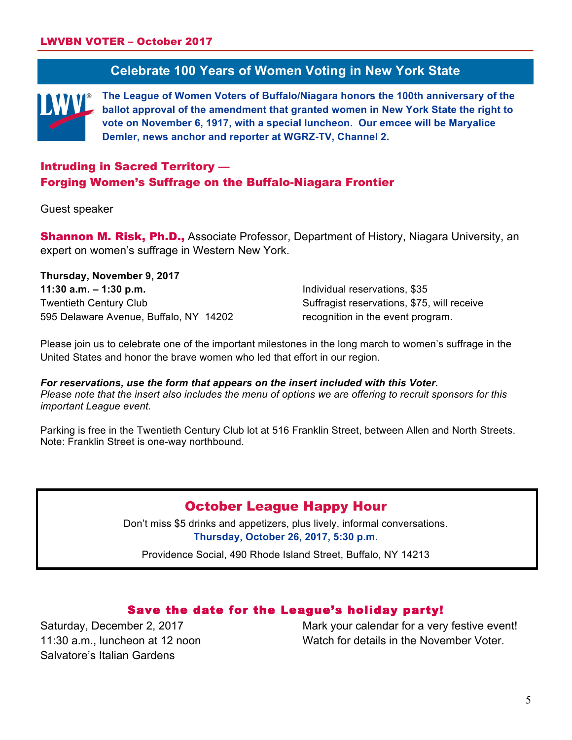## Celebrate 100 Years of Women Voting in New York State

**The League of Women Voters of Buffalo/Niagara honors the 100th anniversary of the ballot approval of the amendment that granted women in New York State the right to vote on November 6, 1917, with a special luncheon. Our emcee will be Maryalice Demler, news anchor and reporter at WGRZ-TV, Channel 2.**

### Intruding in Sacred Territory — Forging Women's Suffrage on the Buffalo-Niagara Frontier

Guest speaker

**Shannon M. Risk, Ph.D.,** Associate Professor, Department of History, Niagara University, an expert on women's suffrage in Western New York.

**Thursday, November 9, 2017**
**11:30 a.m. – 1:30 p.m.**
Twentieth Century Club
595 Delaware Avenue, Buffalo, NY 14202

Individual reservations, $35
Suffragist reservations, $75, will receive recognition in the event program.

Please join us to celebrate one of the important milestones in the long march to women's suffrage in the United States and honor the brave women who led that effort in our region.

***For reservations, use the form that appears on the insert included with this Voter.***
*Please note that the insert also includes the menu of options we are offering to recruit sponsors for this important League event.*

Parking is free in the Twentieth Century Club lot at 516 Franklin Street, between Allen and North Streets. Note: Franklin Street is one-way northbound.

### October League Happy Hour

Don't miss $5 drinks and appetizers, plus lively, informal conversations.
**Thursday, October 26, 2017, 5:30 p.m.**
Providence Social, 490 Rhode Island Street, Buffalo, NY 14213

### Save the date for the League's holiday party!

Saturday, December 2, 2017
11:30 a.m., luncheon at 12 noon
Salvatore's Italian Gardens

Mark your calendar for a very festive event!
Watch for details in the November Voter.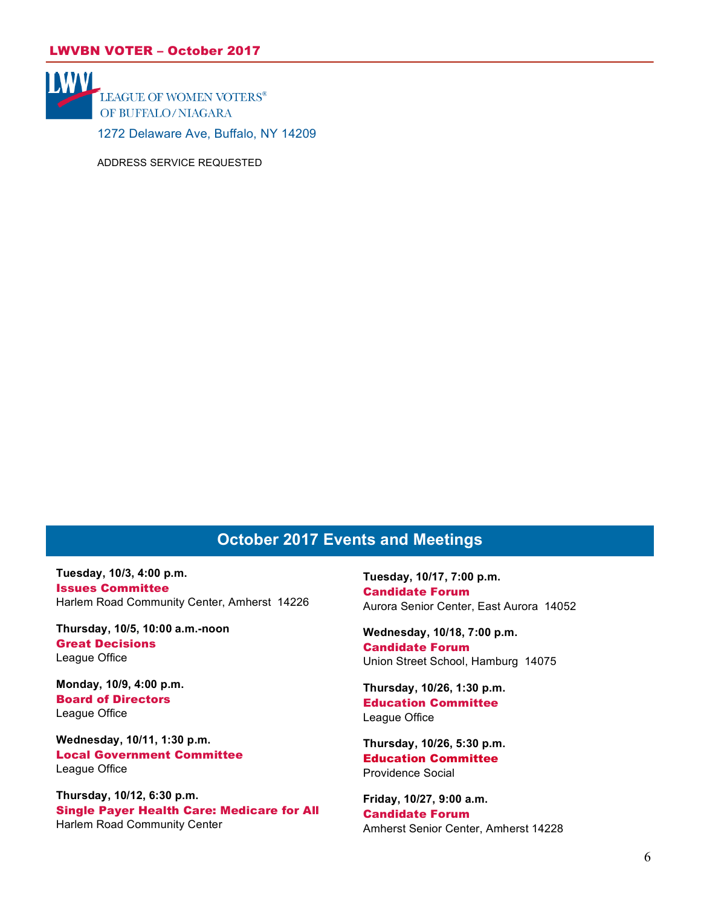LEAGUE OF WOMEN VOTERS®
OF BUFFALO/NIAGARA

1272 Delaware Ave, Buffalo, NY 14209

ADDRESS SERVICE REQUESTED

## October 2017 Events and Meetings

**Tuesday, 10/3, 4:00 p.m.**
**Issues Committee**
Harlem Road Community Center, Amherst 14226

**Thursday, 10/5, 10:00 a.m.-noon**
**Great Decisions**
League Office

**Monday, 10/9, 4:00 p.m.**
**Board of Directors**
League Office

**Wednesday, 10/11, 1:30 p.m.**
**Local Government Committee**
League Office

**Thursday, 10/12, 6:30 p.m.**
**Single Payer Health Care: Medicare for All**
Harlem Road Community Center

**Tuesday, 10/17, 7:00 p.m.**
**Candidate Forum**
Aurora Senior Center, East Aurora 14052

**Wednesday, 10/18, 7:00 p.m.**
**Candidate Forum**
Union Street School, Hamburg 14075

**Thursday, 10/26, 1:30 p.m.**
**Education Committee**
League Office

**Thursday, 10/26, 5:30 p.m.**
**Education Committee**
Providence Social

**Friday, 10/27, 9:00 a.m.**
**Candidate Forum**
Amherst Senior Center, Amherst 14228